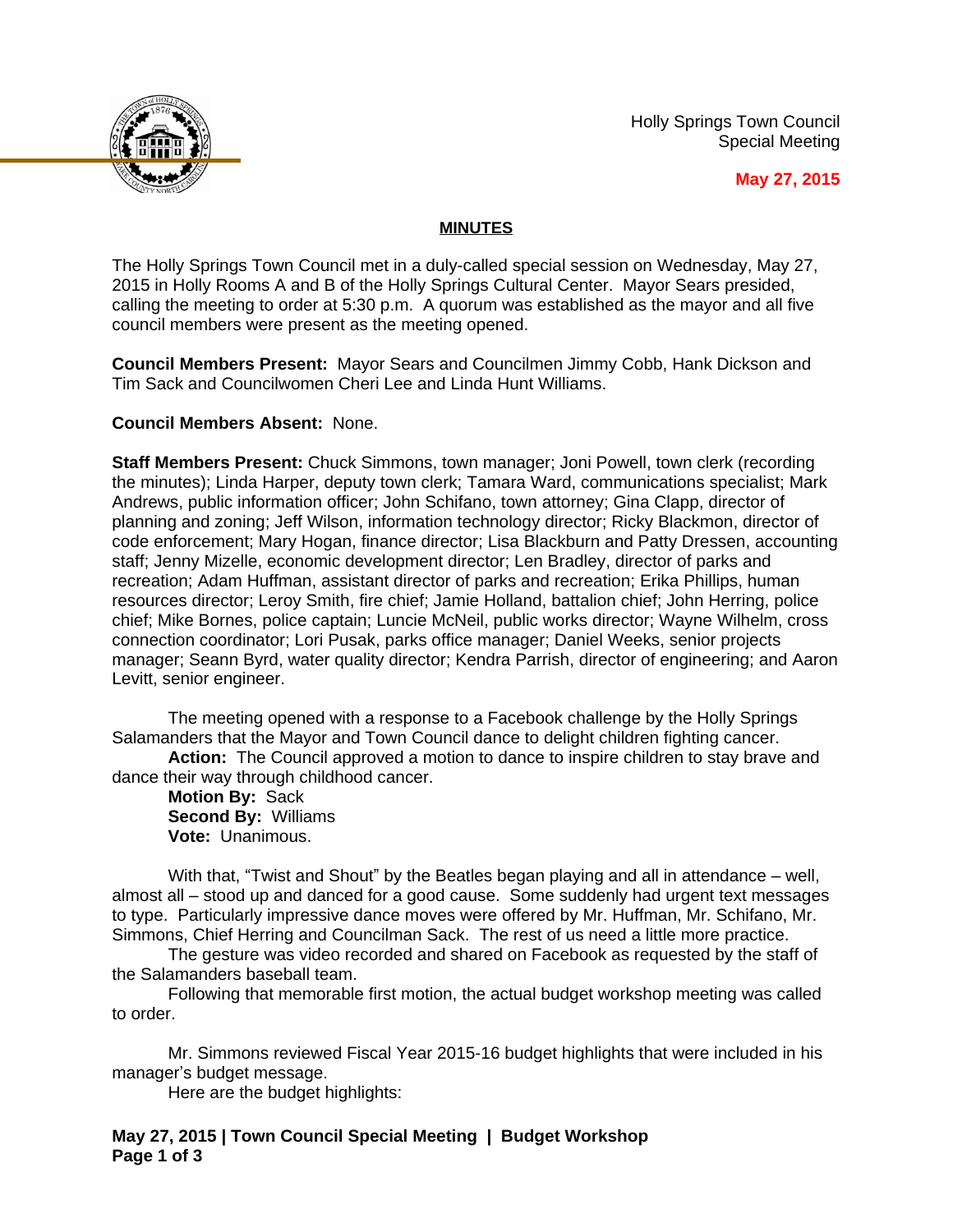Holly Springs Town Council
Special Meeting

**May 27, 2015**

## MINUTES

The Holly Springs Town Council met in a duly-called special session on Wednesday, May 27, 2015 in Holly Rooms A and B of the Holly Springs Cultural Center. Mayor Sears presided, calling the meeting to order at 5:30 p.m. A quorum was established as the mayor and all five council members were present as the meeting opened.

**Council Members Present:** Mayor Sears and Councilmen Jimmy Cobb, Hank Dickson and Tim Sack and Councilwomen Cheri Lee and Linda Hunt Williams.

**Council Members Absent:** None.

**Staff Members Present:** Chuck Simmons, town manager; Joni Powell, town clerk (recording the minutes); Linda Harper, deputy town clerk; Tamara Ward, communications specialist; Mark Andrews, public information officer; John Schifano, town attorney; Gina Clapp, director of planning and zoning; Jeff Wilson, information technology director; Ricky Blackmon, director of code enforcement; Mary Hogan, finance director; Lisa Blackburn and Patty Dressen, accounting staff; Jenny Mizelle, economic development director; Len Bradley, director of parks and recreation; Adam Huffman, assistant director of parks and recreation; Erika Phillips, human resources director; Leroy Smith, fire chief; Jamie Holland, battalion chief; John Herring, police chief; Mike Bornes, police captain; Luncie McNeil, public works director; Wayne Wilhelm, cross connection coordinator; Lori Pusak, parks office manager; Daniel Weeks, senior projects manager; Seann Byrd, water quality director; Kendra Parrish, director of engineering; and Aaron Levitt, senior engineer.

The meeting opened with a response to a Facebook challenge by the Holly Springs Salamanders that the Mayor and Town Council dance to delight children fighting cancer.

**Action:** The Council approved a motion to dance to inspire children to stay brave and dance their way through childhood cancer.

**Motion By:** Sack
**Second By:** Williams
**Vote:** Unanimous.

With that, “Twist and Shout” by the Beatles began playing and all in attendance – well, almost all – stood up and danced for a good cause. Some suddenly had urgent text messages to type. Particularly impressive dance moves were offered by Mr. Huffman, Mr. Schifano, Mr. Simmons, Chief Herring and Councilman Sack. The rest of us need a little more practice.

The gesture was video recorded and shared on Facebook as requested by the staff of the Salamanders baseball team.

Following that memorable first motion, the actual budget workshop meeting was called to order.

Mr. Simmons reviewed Fiscal Year 2015-16 budget highlights that were included in his manager’s budget message.

Here are the budget highlights: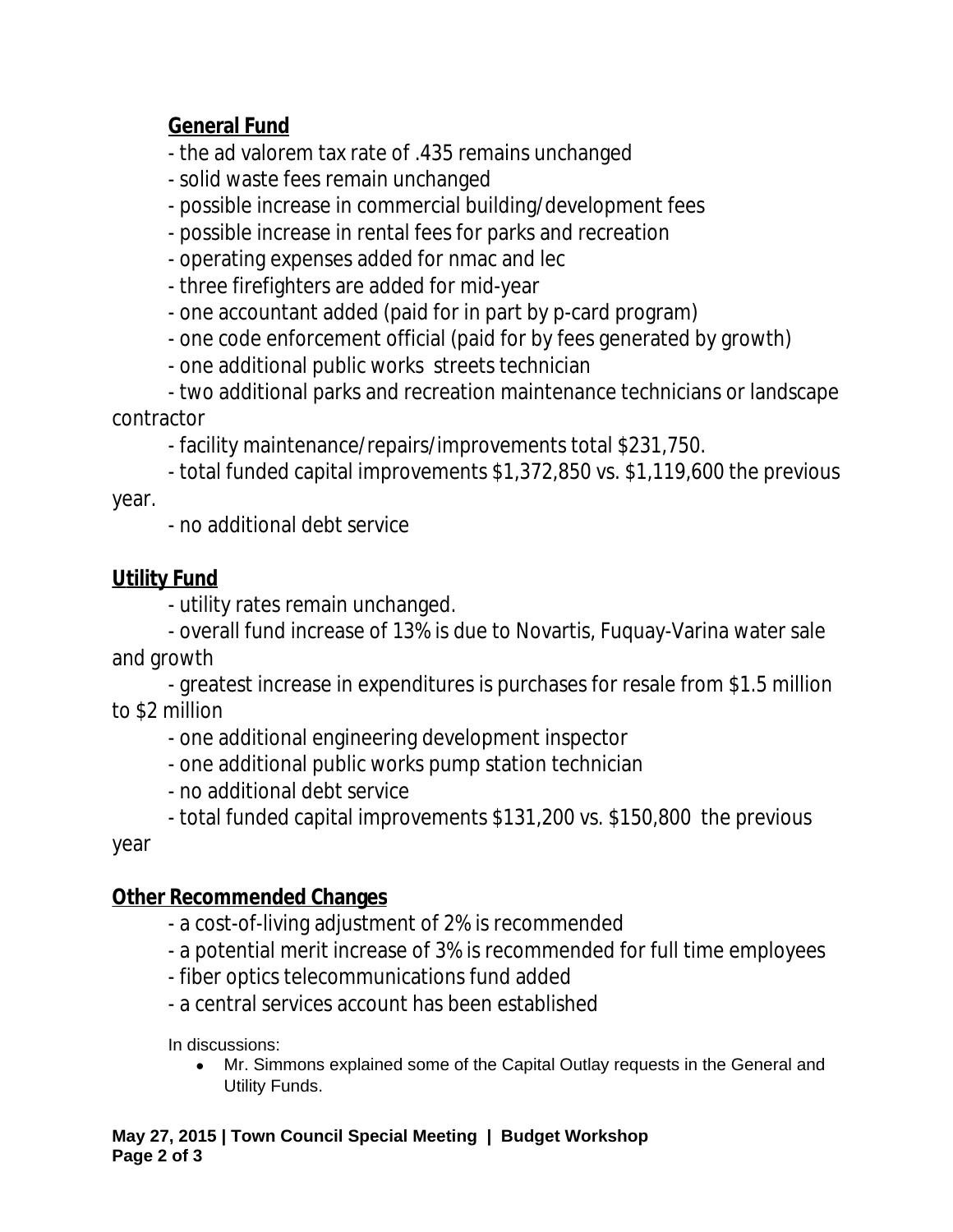**General Fund**

- the ad valorem tax rate of .435 remains unchanged
- solid waste fees remain unchanged
- possible increase in commercial building/development fees
- possible increase in rental fees for parks and recreation
- operating expenses added for nmac and lec
- three firefighters are added for mid-year
- one accountant added (paid for in part by p-card program)
- one code enforcement official (paid for by fees generated by growth)
- one additional public works streets technician
- two additional parks and recreation maintenance technicians or landscape contractor
- facility maintenance/repairs/improvements total $231,750.
- total funded capital improvements $1,372,850 vs. $1,119,600 the previous year.
- no additional debt service

**Utility Fund**

- utility rates remain unchanged.
- overall fund increase of 13% is due to Novartis, Fuquay-Varina water sale and growth
- greatest increase in expenditures is purchases for resale from $1.5 million to $2 million
- one additional engineering development inspector
- one additional public works pump station technician
- no additional debt service
- total funded capital improvements $131,200 vs. $150,800 the previous year

**Other Recommended Changes**

- a cost-of-living adjustment of 2% is recommended
- a potential merit increase of 3% is recommended for full time employees
- fiber optics telecommunications fund added
- a central services account has been established

In discussions:

- Mr. Simmons explained some of the Capital Outlay requests in the General and Utility Funds.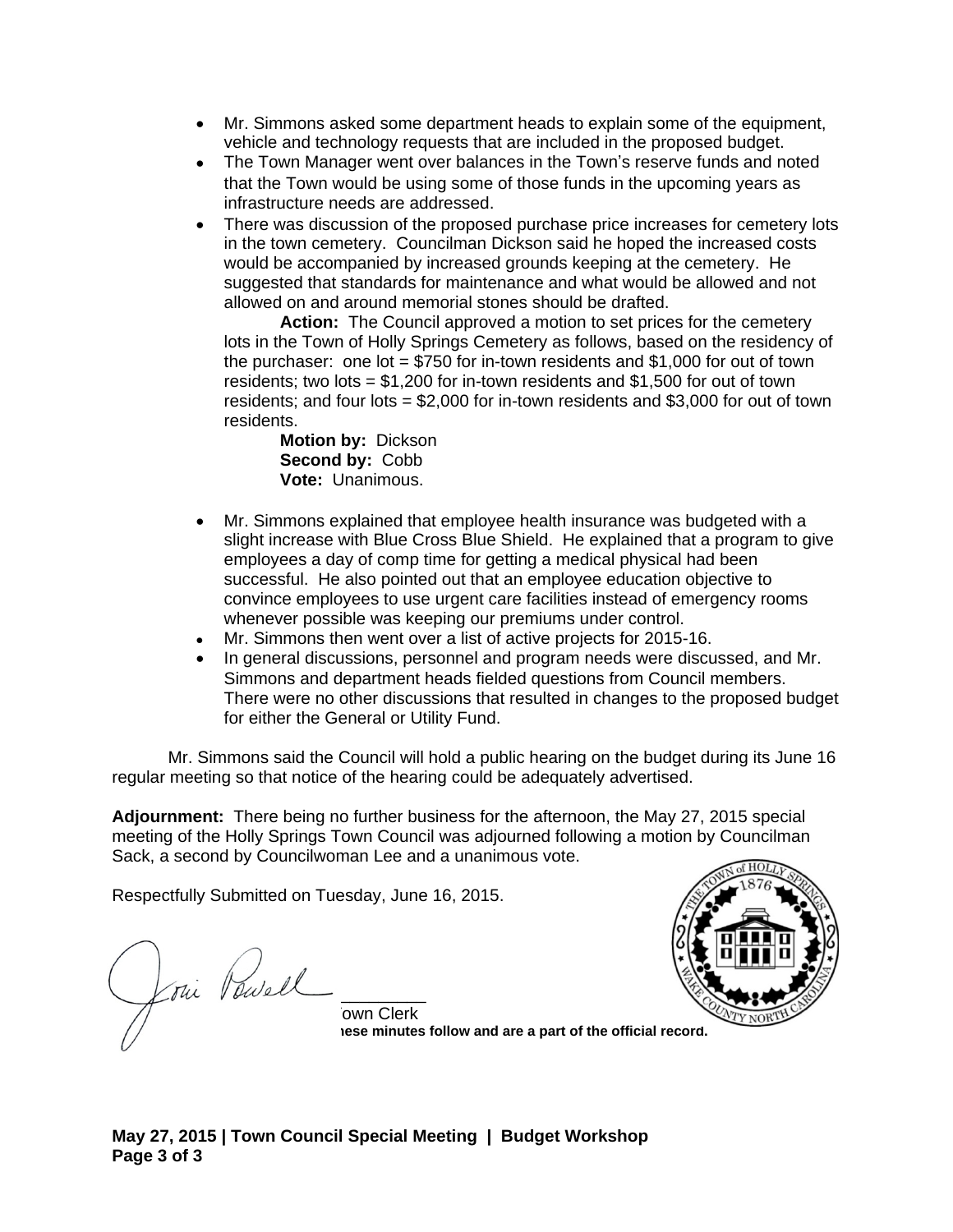- Mr. Simmons asked some department heads to explain some of the equipment, vehicle and technology requests that are included in the proposed budget.
- The Town Manager went over balances in the Town's reserve funds and noted that the Town would be using some of those funds in the upcoming years as infrastructure needs are addressed.
- There was discussion of the proposed purchase price increases for cemetery lots in the town cemetery. Councilman Dickson said he hoped the increased costs would be accompanied by increased grounds keeping at the cemetery. He suggested that standards for maintenance and what would be allowed and not allowed on and around memorial stones should be drafted.

  **Action:** The Council approved a motion to set prices for the cemetery lots in the Town of Holly Springs Cemetery as follows, based on the residency of the purchaser: one lot = $750 for in-town residents and $1,000 for out of town residents; two lots = $1,200 for in-town residents and $1,500 for out of town residents; and four lots = $2,000 for in-town residents and $3,000 for out of town residents.

  **Motion by:** Dickson
  **Second by:** Cobb
  **Vote:** Unanimous.

- Mr. Simmons explained that employee health insurance was budgeted with a slight increase with Blue Cross Blue Shield. He explained that a program to give employees a day of comp time for getting a medical physical had been successful. He also pointed out that an employee education objective to convince employees to use urgent care facilities instead of emergency rooms whenever possible was keeping our premiums under control.
- Mr. Simmons then went over a list of active projects for 2015-16.
- In general discussions, personnel and program needs were discussed, and Mr. Simmons and department heads fielded questions from Council members. There were no other discussions that resulted in changes to the proposed budget for either the General or Utility Fund.

Mr. Simmons said the Council will hold a public hearing on the budget during its June 16 regular meeting so that notice of the hearing could be adequately advertised.

**Adjournment:** There being no further business for the afternoon, the May 27, 2015 special meeting of the Holly Springs Town Council was adjourned following a motion by Councilman Sack, a second by Councilwoman Lee and a unanimous vote.

Respectfully Submitted on Tuesday, June 16, 2015.

Joni Powell
\_\_\_\_\_\_\_\_\_\_
own Clerk

**ese minutes follow and are a part of the official record.**